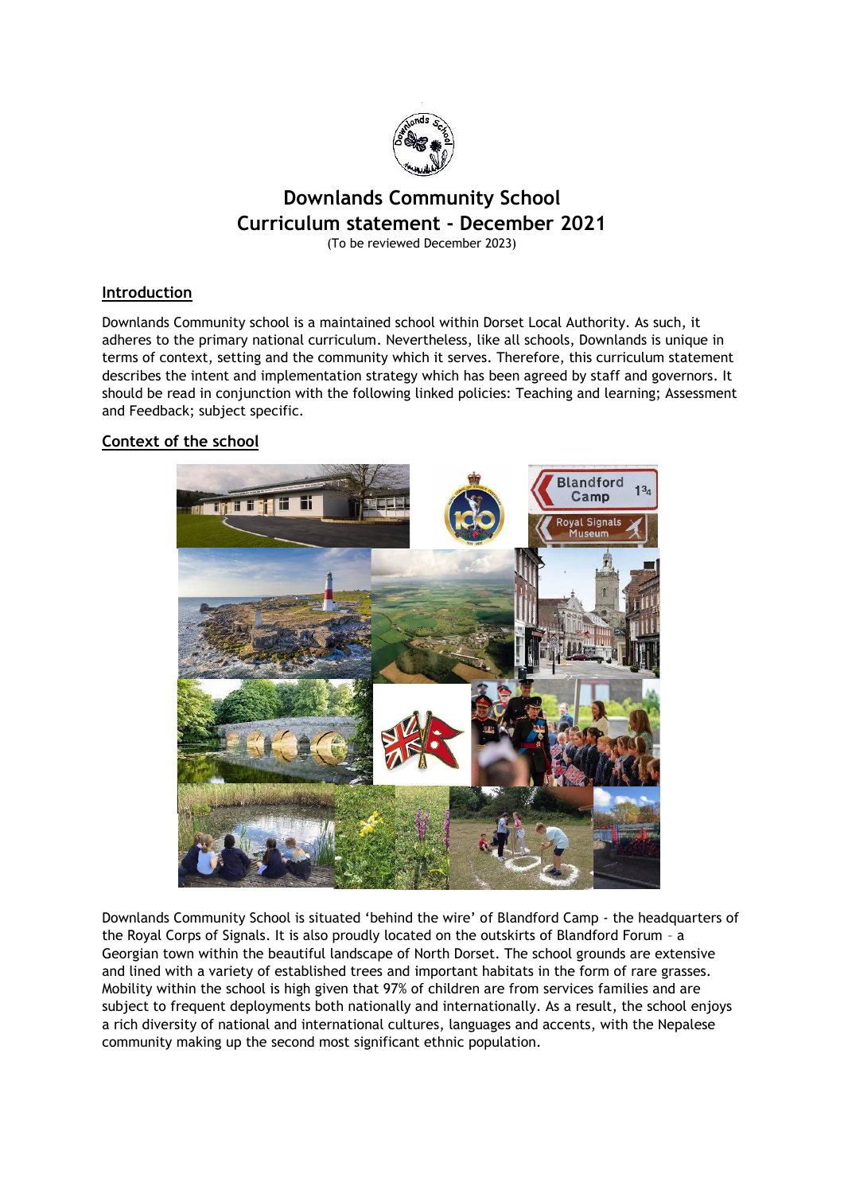# Downlands Community School
# Curriculum statement - December 2021

(To be reviewed December 2023)

## Introduction

Downlands Community school is a maintained school within Dorset Local Authority. As such, it adheres to the primary national curriculum. Nevertheless, like all schools, Downlands is unique in terms of context, setting and the community which it serves. Therefore, this curriculum statement describes the intent and implementation strategy which has been agreed by staff and governors. It should be read in conjunction with the following linked policies: Teaching and learning; Assessment and Feedback; subject specific.

## Context of the school

Downlands Community School is situated 'behind the wire' of Blandford Camp - the headquarters of the Royal Corps of Signals. It is also proudly located on the outskirts of Blandford Forum – a Georgian town within the beautiful landscape of North Dorset. The school grounds are extensive and lined with a variety of established trees and important habitats in the form of rare grasses. Mobility within the school is high given that 97% of children are from services families and are subject to frequent deployments both nationally and internationally. As a result, the school enjoys a rich diversity of national and international cultures, languages and accents, with the Nepalese community making up the second most significant ethnic population.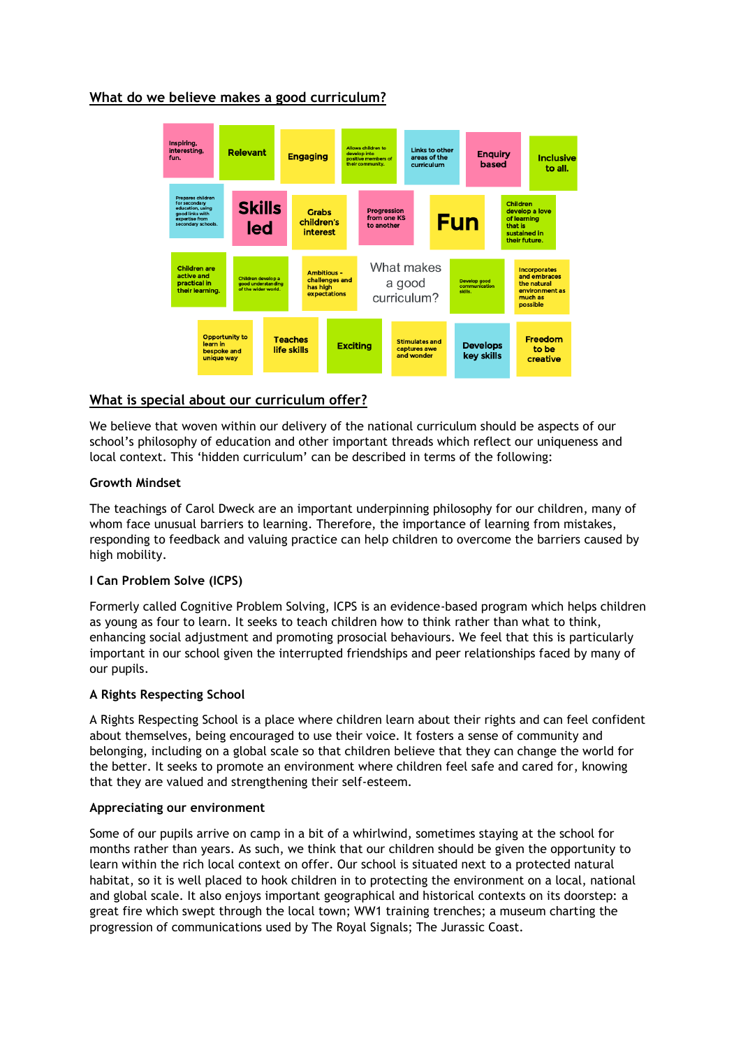## What do we believe makes a good curriculum?

What makes a good curriculum?

- Inspiring, interesting, fun.
- Relevant
- Engaging
- Allows children to develop into positive members of their community.
- Links to other areas of the curriculum
- Enquiry based
- Inclusive to all.
- Prepares children for secondary education, using good links with expertise from secondary schools.
- Skills led
- Grabs children's interest
- Progression from one KS to another
- Fun
- Children develop a love of learning that is sustained in their future.
- Children are active and practical in their learning.
- Children develop a good understanding of the wider world.
- Ambitious - challenges and has high expectations
- Develop good communication skills.
- Incorporates and embraces the natural environment as much as possible
- Opportunity to learn in bespoke and unique way
- Teaches life skills
- Exciting
- Stimulates and captures awe and wonder
- Develops key skills
- Freedom to be creative

## What is special about our curriculum offer?

We believe that woven within our delivery of the national curriculum should be aspects of our school's philosophy of education and other important threads which reflect our uniqueness and local context. This 'hidden curriculum' can be described in terms of the following:

### Growth Mindset

The teachings of Carol Dweck are an important underpinning philosophy for our children, many of whom face unusual barriers to learning. Therefore, the importance of learning from mistakes, responding to feedback and valuing practice can help children to overcome the barriers caused by high mobility.

### I Can Problem Solve (ICPS)

Formerly called Cognitive Problem Solving, ICPS is an evidence-based program which helps children as young as four to learn. It seeks to teach children how to think rather than what to think, enhancing social adjustment and promoting prosocial behaviours. We feel that this is particularly important in our school given the interrupted friendships and peer relationships faced by many of our pupils.

### A Rights Respecting School

A Rights Respecting School is a place where children learn about their rights and can feel confident about themselves, being encouraged to use their voice. It fosters a sense of community and belonging, including on a global scale so that children believe that they can change the world for the better. It seeks to promote an environment where children feel safe and cared for, knowing that they are valued and strengthening their self-esteem.

### Appreciating our environment

Some of our pupils arrive on camp in a bit of a whirlwind, sometimes staying at the school for months rather than years. As such, we think that our children should be given the opportunity to learn within the rich local context on offer. Our school is situated next to a protected natural habitat, so it is well placed to hook children in to protecting the environment on a local, national and global scale. It also enjoys important geographical and historical contexts on its doorstep: a great fire which swept through the local town; WW1 training trenches; a museum charting the progression of communications used by The Royal Signals; The Jurassic Coast.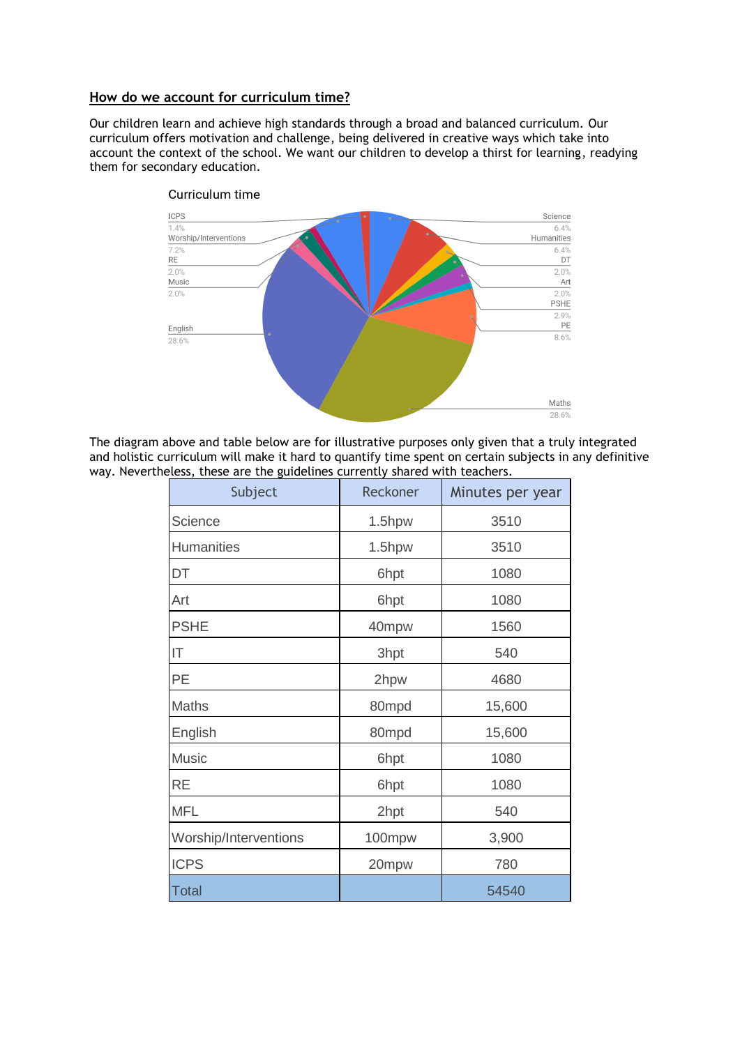## How do we account for curriculum time?

Our children learn and achieve high standards through a broad and balanced curriculum. Our curriculum offers motivation and challenge, being delivered in creative ways which take into account the context of the school. We want our children to develop a thirst for learning, readying them for secondary education.

Curriculum time

ICPS 1.4%
Worship/Interventions 7.2%
RE 2.0%
Music 2.0%
English 28.6%
Science 6.4%
Humanities 6.4%
DT 2.0%
Art 2.0%
PSHE 2.9%
PE 8.6%
Maths 28.6%

The diagram above and table below are for illustrative purposes only given that a truly integrated and holistic curriculum will make it hard to quantify time spent on certain subjects in any definitive way. Nevertheless, these are the guidelines currently shared with teachers.

| Subject | Reckoner | Minutes per year |
|---|---|---|
| Science | 1.5hpw | 3510 |
| Humanities | 1.5hpw | 3510 |
| DT | 6hpt | 1080 |
| Art | 6hpt | 1080 |
| PSHE | 40mpw | 1560 |
| IT | 3hpt | 540 |
| PE | 2hpw | 4680 |
| Maths | 80mpd | 15,600 |
| English | 80mpd | 15,600 |
| Music | 6hpt | 1080 |
| RE | 6hpt | 1080 |
| MFL | 2hpt | 540 |
| Worship/Interventions | 100mpw | 3,900 |
| ICPS | 20mpw | 780 |
| Total | | 54540 |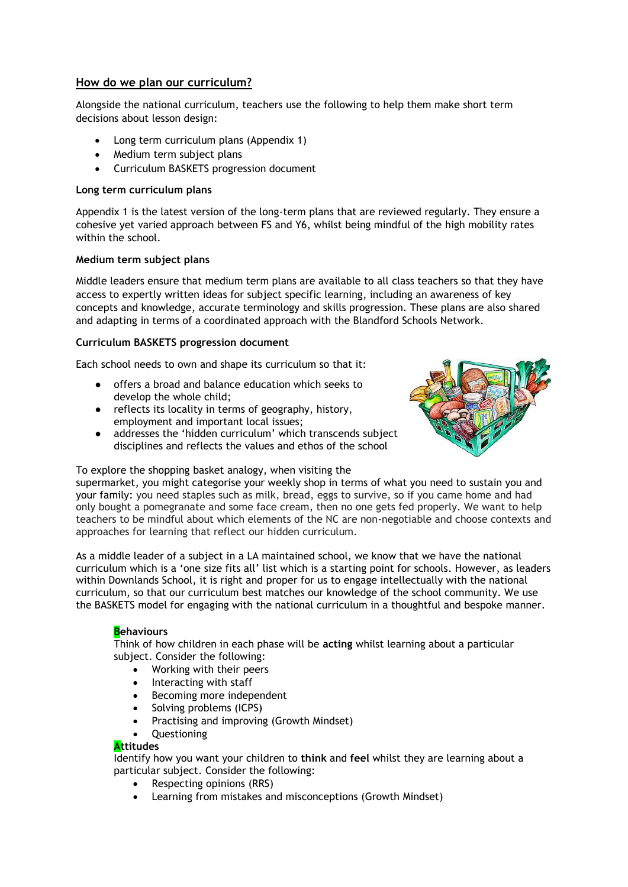## How do we plan our curriculum?

Alongside the national curriculum, teachers use the following to help them make short term decisions about lesson design:

- Long term curriculum plans (Appendix 1)
- Medium term subject plans
- Curriculum BASKETS progression document

**Long term curriculum plans**

Appendix 1 is the latest version of the long-term plans that are reviewed regularly. They ensure a cohesive yet varied approach between FS and Y6, whilst being mindful of the high mobility rates within the school.

**Medium term subject plans**

Middle leaders ensure that medium term plans are available to all class teachers so that they have access to expertly written ideas for subject specific learning, including an awareness of key concepts and knowledge, accurate terminology and skills progression. These plans are also shared and adapting in terms of a coordinated approach with the Blandford Schools Network.

**Curriculum BASKETS progression document**

Each school needs to own and shape its curriculum so that it:

- offers a broad and balance education which seeks to develop the whole child;
- reflects its locality in terms of geography, history, employment and important local issues;
- addresses the 'hidden curriculum' which transcends subject disciplines and reflects the values and ethos of the school

To explore the shopping basket analogy, when visiting the supermarket, you might categorise your weekly shop in terms of what you need to sustain you and your family: you need staples such as milk, bread, eggs to survive, so if you came home and had only bought a pomegranate and some face cream, then no one gets fed properly. We want to help teachers to be mindful about which elements of the NC are non-negotiable and choose contexts and approaches for learning that reflect our hidden curriculum.

As a middle leader of a subject in a LA maintained school, we know that we have the national curriculum which is a 'one size fits all' list which is a starting point for schools. However, as leaders within Downlands School, it is right and proper for us to engage intellectually with the national curriculum, so that our curriculum best matches our knowledge of the school community. We use the BASKETS model for engaging with the national curriculum in a thoughtful and bespoke manner.

**Behaviours**

Think of how children in each phase will be **acting** whilst learning about a particular subject. Consider the following:

- Working with their peers
- Interacting with staff
- Becoming more independent
- Solving problems (ICPS)
- Practising and improving (Growth Mindset)
- Questioning

**Attitudes**

Identify how you want your children to **think** and **feel** whilst they are learning about a particular subject. Consider the following:

- Respecting opinions (RRS)
- Learning from mistakes and misconceptions (Growth Mindset)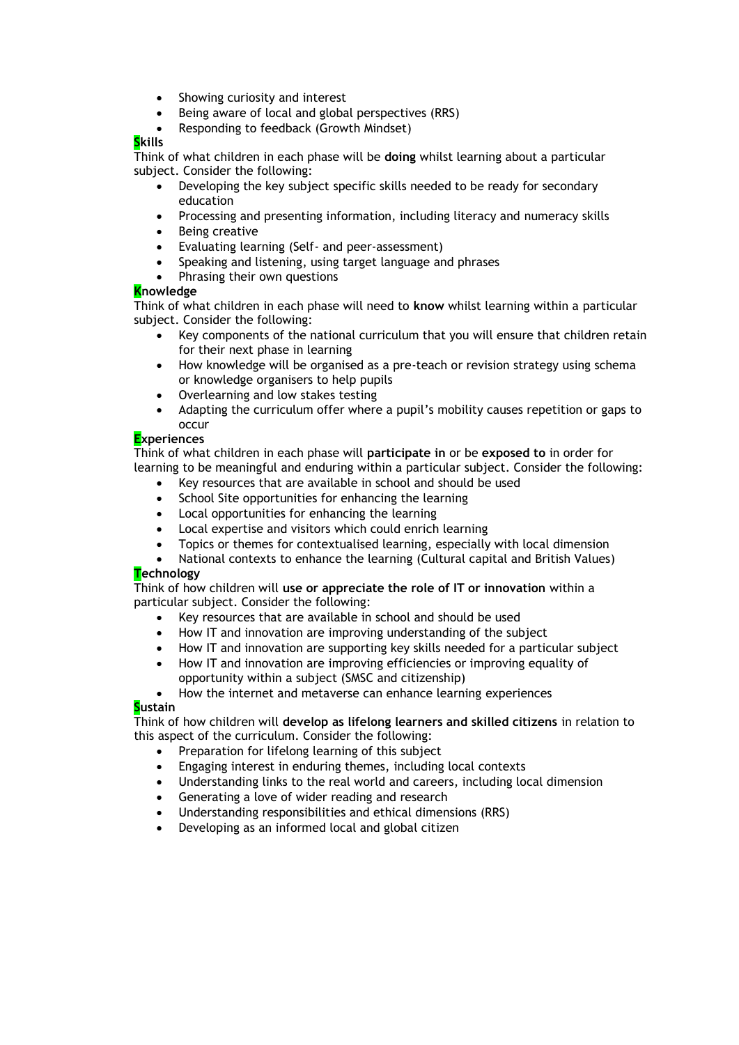- Showing curiosity and interest
- Being aware of local and global perspectives (RRS)
- Responding to feedback (Growth Mindset)

**Skills**

Think of what children in each phase will be **doing** whilst learning about a particular subject. Consider the following:

- Developing the key subject specific skills needed to be ready for secondary education
- Processing and presenting information, including literacy and numeracy skills
- Being creative
- Evaluating learning (Self- and peer-assessment)
- Speaking and listening, using target language and phrases
- Phrasing their own questions

**Knowledge**

Think of what children in each phase will need to **know** whilst learning within a particular subject. Consider the following:

- Key components of the national curriculum that you will ensure that children retain for their next phase in learning
- How knowledge will be organised as a pre-teach or revision strategy using schema or knowledge organisers to help pupils
- Overlearning and low stakes testing
- Adapting the curriculum offer where a pupil's mobility causes repetition or gaps to occur

**Experiences**

Think of what children in each phase will **participate in** or be **exposed to** in order for learning to be meaningful and enduring within a particular subject. Consider the following:

- Key resources that are available in school and should be used
- School Site opportunities for enhancing the learning
- Local opportunities for enhancing the learning
- Local expertise and visitors which could enrich learning
- Topics or themes for contextualised learning, especially with local dimension
- National contexts to enhance the learning (Cultural capital and British Values)

**Technology**

Think of how children will **use or appreciate the role of IT or innovation** within a particular subject. Consider the following:

- Key resources that are available in school and should be used
- How IT and innovation are improving understanding of the subject
- How IT and innovation are supporting key skills needed for a particular subject
- How IT and innovation are improving efficiencies or improving equality of opportunity within a subject (SMSC and citizenship)
- How the internet and metaverse can enhance learning experiences

**Sustain**

Think of how children will **develop as lifelong learners and skilled citizens** in relation to this aspect of the curriculum. Consider the following:

- Preparation for lifelong learning of this subject
- Engaging interest in enduring themes, including local contexts
- Understanding links to the real world and careers, including local dimension
- Generating a love of wider reading and research
- Understanding responsibilities and ethical dimensions (RRS)
- Developing as an informed local and global citizen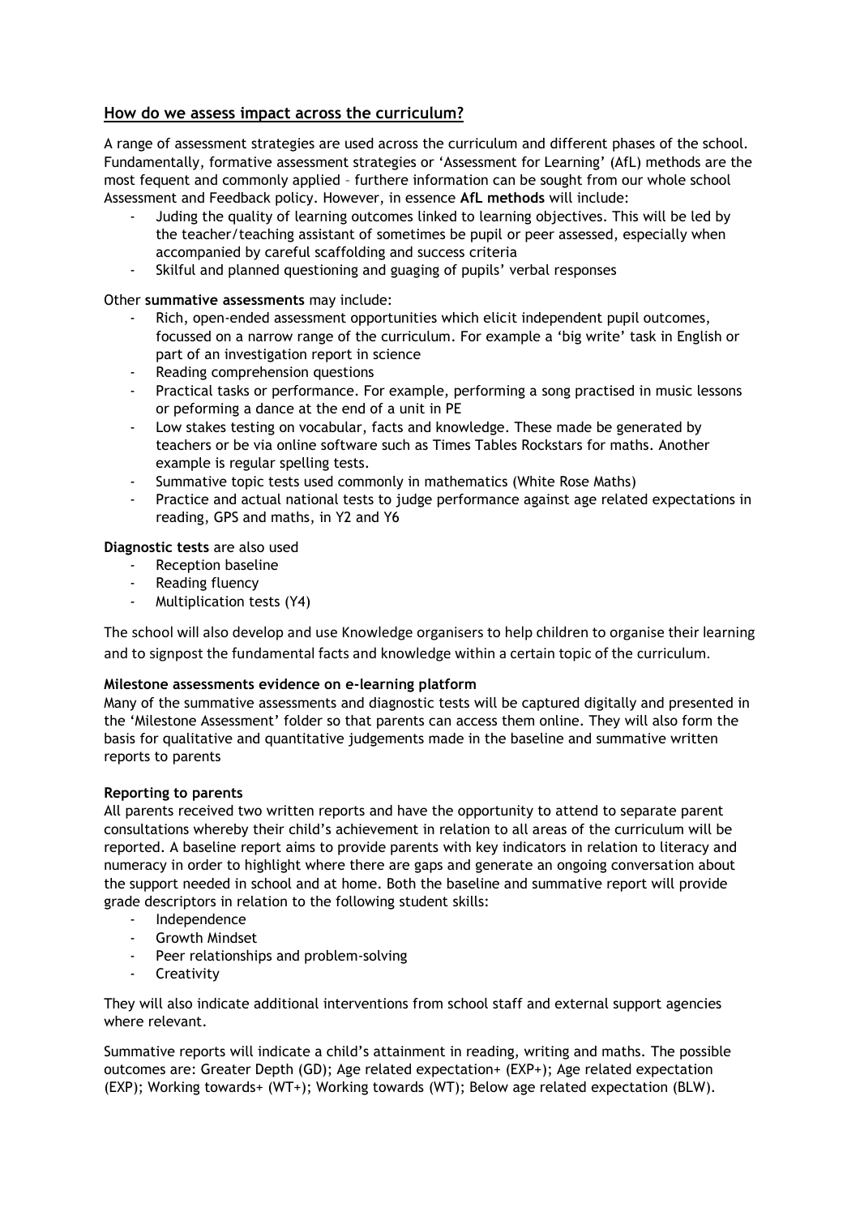## How do we assess impact across the curriculum?

A range of assessment strategies are used across the curriculum and different phases of the school. Fundamentally, formative assessment strategies or 'Assessment for Learning' (AfL) methods are the most fequent and commonly applied – furthere information can be sought from our whole school Assessment and Feedback policy. However, in essence **AfL methods** will include:

- Juding the quality of learning outcomes linked to learning objectives. This will be led by the teacher/teaching assistant of sometimes be pupil or peer assessed, especially when accompanied by careful scaffolding and success criteria
- Skilful and planned questioning and guaging of pupils' verbal responses

Other **summative assessments** may include:

- Rich, open-ended assessment opportunities which elicit independent pupil outcomes, focussed on a narrow range of the curriculum. For example a 'big write' task in English or part of an investigation report in science
- Reading comprehension questions
- Practical tasks or performance. For example, performing a song practised in music lessons or peforming a dance at the end of a unit in PE
- Low stakes testing on vocabular, facts and knowledge. These made be generated by teachers or be via online software such as Times Tables Rockstars for maths. Another example is regular spelling tests.
- Summative topic tests used commonly in mathematics (White Rose Maths)
- Practice and actual national tests to judge performance against age related expectations in reading, GPS and maths, in Y2 and Y6

**Diagnostic tests** are also used

- Reception baseline
- Reading fluency
- Multiplication tests (Y4)

The school will also develop and use Knowledge organisers to help children to organise their learning and to signpost the fundamental facts and knowledge within a certain topic of the curriculum.

**Milestone assessments evidence on e-learning platform**

Many of the summative assessments and diagnostic tests will be captured digitally and presented in the 'Milestone Assessment' folder so that parents can access them online. They will also form the basis for qualitative and quantitative judgements made in the baseline and summative written reports to parents

**Reporting to parents**

All parents received two written reports and have the opportunity to attend to separate parent consultations whereby their child's achievement in relation to all areas of the curriculum will be reported. A baseline report aims to provide parents with key indicators in relation to literacy and numeracy in order to highlight where there are gaps and generate an ongoing conversation about the support needed in school and at home. Both the baseline and summative report will provide grade descriptors in relation to the following student skills:

- Independence
- Growth Mindset
- Peer relationships and problem-solving
- Creativity

They will also indicate additional interventions from school staff and external support agencies where relevant.

Summative reports will indicate a child's attainment in reading, writing and maths. The possible outcomes are: Greater Depth (GD); Age related expectation+ (EXP+); Age related expectation (EXP); Working towards+ (WT+); Working towards (WT); Below age related expectation (BLW).